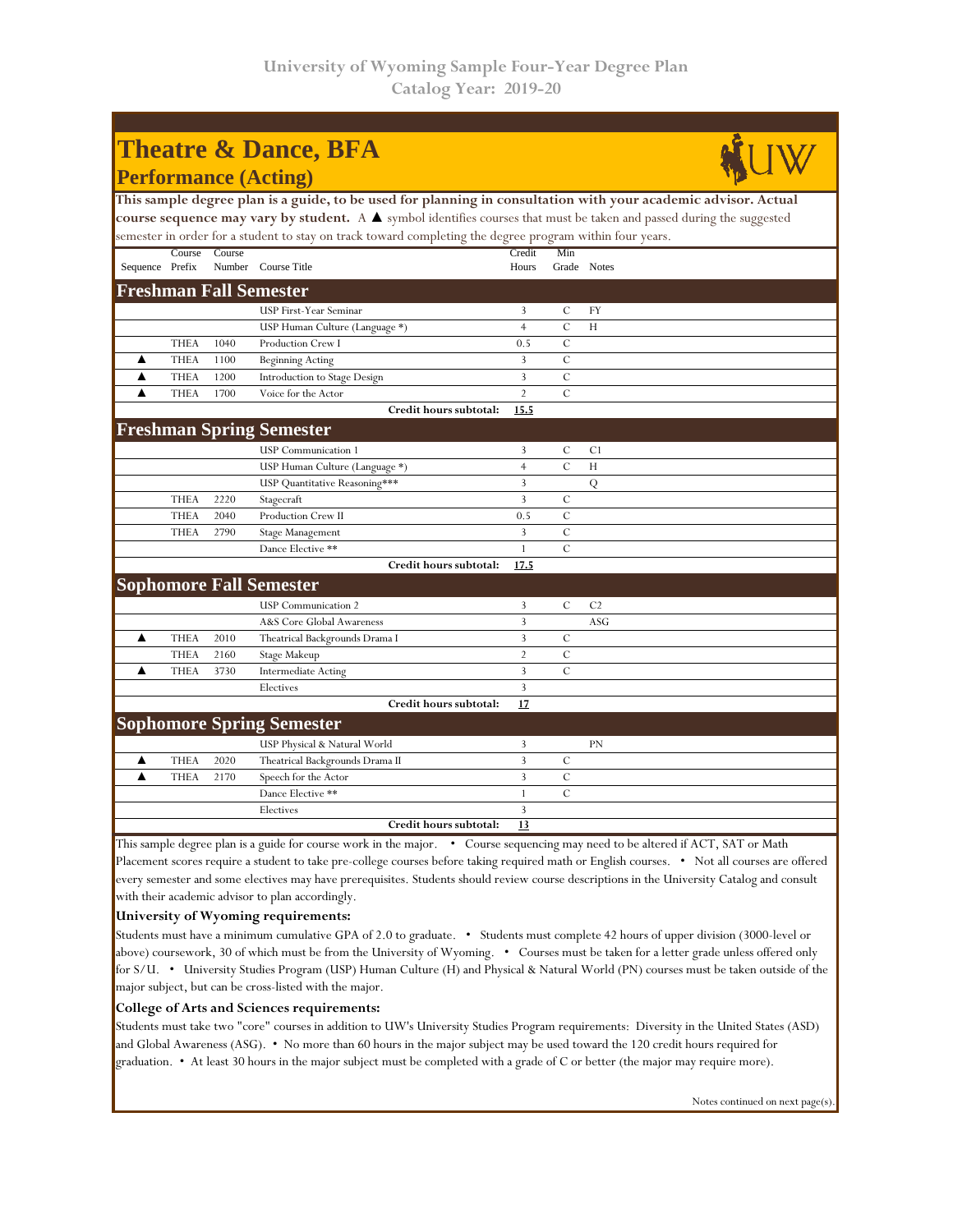# University of Wyoming Sample Four-Year Degree Plan
## Catalog Year: 2019-20

# Theatre & Dance, BFA
## Performance (Acting)

**This sample degree plan is a guide, to be used for planning in consultation with your academic advisor. Actual course sequence may vary by student.** A ▲ symbol identifies courses that must be taken and passed during the suggested semester in order for a student to stay on track toward completing the degree program within four years.

| Sequence | Course Prefix | Course Number | Course Title | Credit Hours | Min Grade | Notes |
|---|---|---|---|---|---|---|
| **Freshman Fall Semester** | | | | | | |
| | | | USP First-Year Seminar | 3 | C | FY |
| | | | USP Human Culture (Language *) | 4 | C | H |
| | THEA | 1040 | Production Crew I | 0.5 | C | |
| ▲ | THEA | 1100 | Beginning Acting | 3 | C | |
| ▲ | THEA | 1200 | Introduction to Stage Design | 3 | C | |
| ▲ | THEA | 1700 | Voice for the Actor | 2 | C | |
| | | | **Credit hours subtotal:** | **15.5** | | |
| **Freshman Spring Semester** | | | | | | |
| | | | USP Communication 1 | 3 | C | C1 |
| | | | USP Human Culture (Language *) | 4 | C | H |
| | | | USP Quantitative Reasoning*** | 3 | | Q |
| | THEA | 2220 | Stagecraft | 3 | C | |
| | THEA | 2040 | Production Crew II | 0.5 | C | |
| | THEA | 2790 | Stage Management | 3 | C | |
| | | | Dance Elective ** | 1 | C | |
| | | | **Credit hours subtotal:** | **17.5** | | |
| **Sophomore Fall Semester** | | | | | | |
| | | | USP Communication 2 | 3 | C | C2 |
| | | | A&S Core Global Awareness | 3 | | ASG |
| ▲ | THEA | 2010 | Theatrical Backgrounds Drama I | 3 | C | |
| | THEA | 2160 | Stage Makeup | 2 | C | |
| ▲ | THEA | 3730 | Intermediate Acting | 3 | C | |
| | | | Electives | 3 | | |
| | | | **Credit hours subtotal:** | **17** | | |
| **Sophomore Spring Semester** | | | | | | |
| | | | USP Physical & Natural World | 3 | | PN |
| ▲ | THEA | 2020 | Theatrical Backgrounds Drama II | 3 | C | |
| ▲ | THEA | 2170 | Speech for the Actor | 3 | C | |
| | | | Dance Elective ** | 1 | C | |
| | | | Electives | 3 | | |
| | | | **Credit hours subtotal:** | **13** | | |

This sample degree plan is a guide for course work in the major. • Course sequencing may need to be altered if ACT, SAT or Math Placement scores require a student to take pre-college courses before taking required math or English courses. • Not all courses are offered every semester and some electives may have prerequisites. Students should review course descriptions in the University Catalog and consult with their academic advisor to plan accordingly.

### University of Wyoming requirements:

Students must have a minimum cumulative GPA of 2.0 to graduate. • Students must complete 42 hours of upper division (3000-level or above) coursework, 30 of which must be from the University of Wyoming. • Courses must be taken for a letter grade unless offered only for S/U. • University Studies Program (USP) Human Culture (H) and Physical & Natural World (PN) courses must be taken outside of the major subject, but can be cross-listed with the major.

### College of Arts and Sciences requirements:

Students must take two "core" courses in addition to UW's University Studies Program requirements: Diversity in the United States (ASD) and Global Awareness (ASG). • No more than 60 hours in the major subject may be used toward the 120 credit hours required for graduation. • At least 30 hours in the major subject must be completed with a grade of C or better (the major may require more).

Notes continued on next page(s).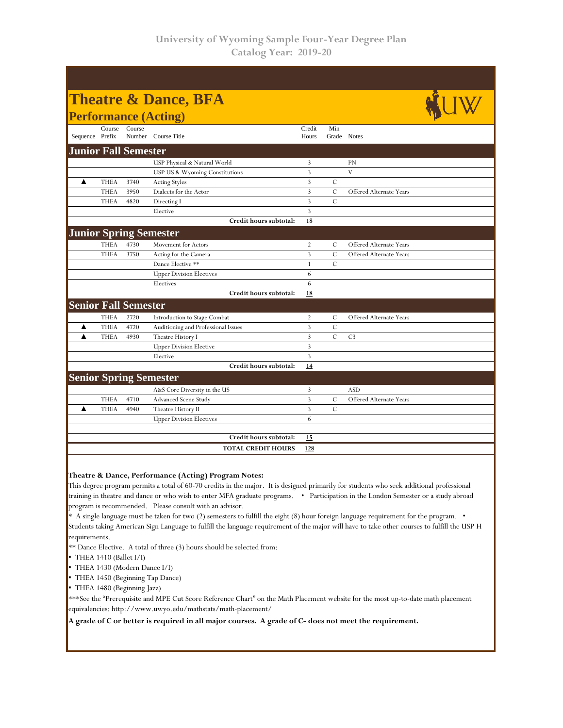University of Wyoming Sample Four-Year Degree Plan
Catalog Year: 2019-20

# Theatre & Dance, BFA
## Performance (Acting)

| Sequence | Course Prefix | Course Number | Course Title | Credit Hours | Min Grade | Notes |
|---|---|---|---|---|---|---|
| **Junior Fall Semester** | | | | | | |
| | | | USP Physical & Natural World | 3 | | PN |
| | | | USP US & Wyoming Constitutions | 3 | | V |
| ▲ | THEA | 3740 | Acting Styles | 3 | C | |
| | THEA | 3950 | Dialects for the Actor | 3 | C | Offered Alternate Years |
| | THEA | 4820 | Directing I | 3 | C | |
| | | | Elective | 3 | | |
| | | | **Credit hours subtotal:** | **18** | | |
| **Junior Spring Semester** | | | | | | |
| | THEA | 4730 | Movement for Actors | 2 | C | Offered Alternate Years |
| | THEA | 3750 | Acting for the Camera | 3 | C | Offered Alternate Years |
| | | | Dance Elective ** | 1 | C | |
| | | | Upper Division Electives | 6 | | |
| | | | Electives | 6 | | |
| | | | **Credit hours subtotal:** | **18** | | |
| **Senior Fall Semester** | | | | | | |
| | THEA | 2720 | Introduction to Stage Combat | 2 | C | Offered Alternate Years |
| ▲ | THEA | 4720 | Auditioning and Professional Issues | 3 | C | |
| ▲ | THEA | 4930 | Theatre History I | 3 | C | C3 |
| | | | Upper Division Elective | 3 | | |
| | | | Elective | 3 | | |
| | | | **Credit hours subtotal:** | **14** | | |
| **Senior Spring Semester** | | | | | | |
| | | | A&S Core Diversity in the US | 3 | | ASD |
| | THEA | 4710 | Advanced Scene Study | 3 | C | Offered Alternate Years |
| ▲ | THEA | 4940 | Theatre History II | 3 | C | |
| | | | Upper Division Electives | 6 | | |
| | | | **Credit hours subtotal:** | **15** | | |
| | | | **TOTAL CREDIT HOURS** | **128** | | |

**Theatre & Dance, Performance (Acting) Program Notes:**

This degree program permits a total of 60-70 credits in the major. It is designed primarily for students who seek additional professional training in theatre and dance or who wish to enter MFA graduate programs. • Participation in the London Semester or a study abroad program is recommended. Please consult with an advisor.

* A single language must be taken for two (2) semesters to fulfill the eight (8) hour foreign language requirement for the program. • Students taking American Sign Language to fulfill the language requirement of the major will have to take other courses to fulfill the USP H requirements.

** Dance Elective. A total of three (3) hours should be selected from:

- THEA 1410 (Ballet I/I)
- THEA 1430 (Modern Dance I/I)
- THEA 1450 (Beginning Tap Dance)
- THEA 1480 (Beginning Jazz)

***See the "Prerequisite and MPE Cut Score Reference Chart" on the Math Placement website for the most up-to-date math placement equivalencies: http://www.uwyo.edu/mathstats/math-placement/

**A grade of C or better is required in all major courses. A grade of C- does not meet the requirement.**